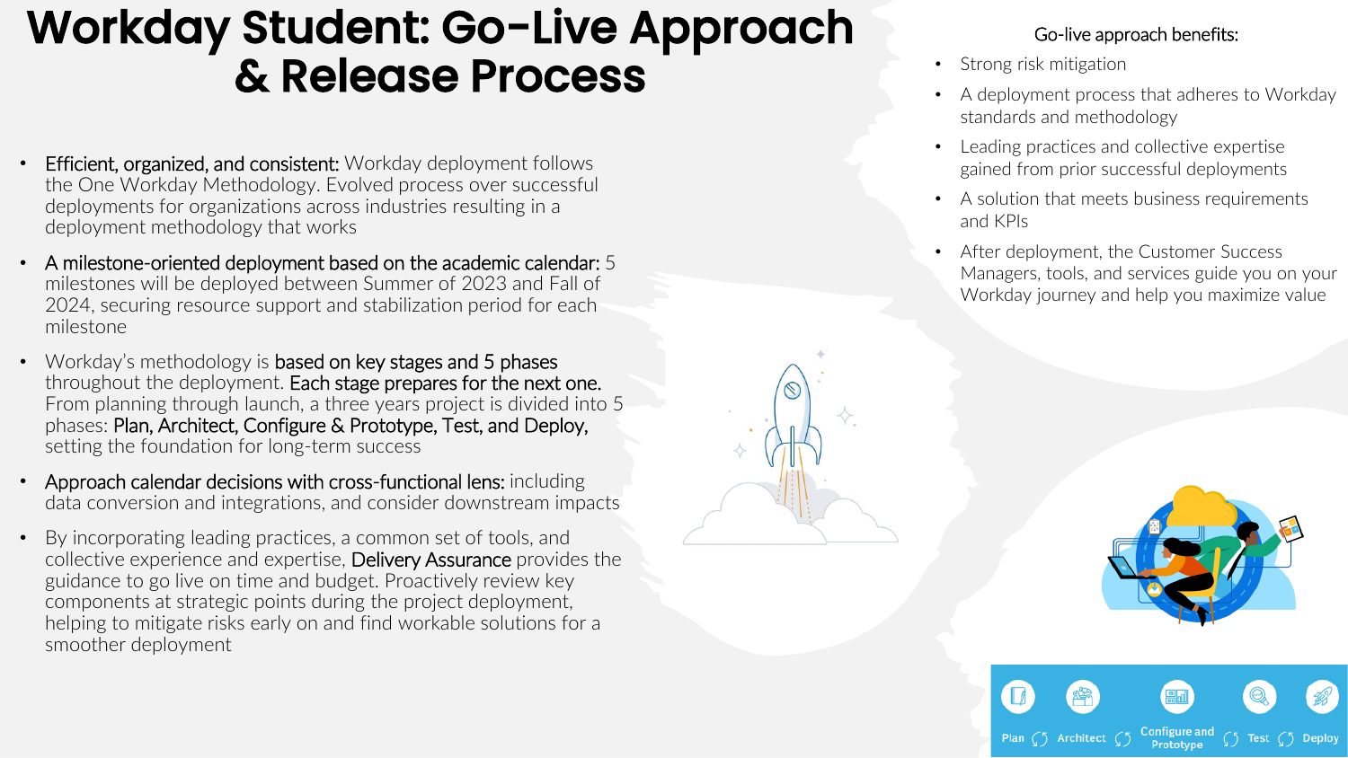# Workday Student: Go-Live Approach & Release Process

- **Efficient, organized, and consistent:** Workday deployment follows the One Workday Methodology. Evolved process over successful deployments for organizations across industries resulting in a deployment methodology that works
- **A milestone-oriented deployment based on the academic calendar:** 5 milestones will be deployed between Summer of 2023 and Fall of 2024, securing resource support and stabilization period for each milestone
- Workday's methodology is **based on key stages and 5 phases** throughout the deployment. **Each stage prepares for the next one.** From planning through launch, a three years project is divided into 5 phases: **Plan, Architect, Configure & Prototype, Test, and Deploy,** setting the foundation for long-term success
- **Approach calendar decisions with cross-functional lens:** including data conversion and integrations, and consider downstream impacts
- By incorporating leading practices, a common set of tools, and collective experience and expertise, **Delivery Assurance** provides the guidance to go live on time and budget. Proactively review key components at strategic points during the project deployment, helping to mitigate risks early on and find workable solutions for a smoother deployment

## Go-live approach benefits:

- Strong risk mitigation
- A deployment process that adheres to Workday standards and methodology
- Leading practices and collective expertise gained from prior successful deployments
- A solution that meets business requirements and KPIs
- After deployment, the Customer Success Managers, tools, and services guide you on your Workday journey and help you maximize value

Plan → Architect → Configure and Prototype → Test → Deploy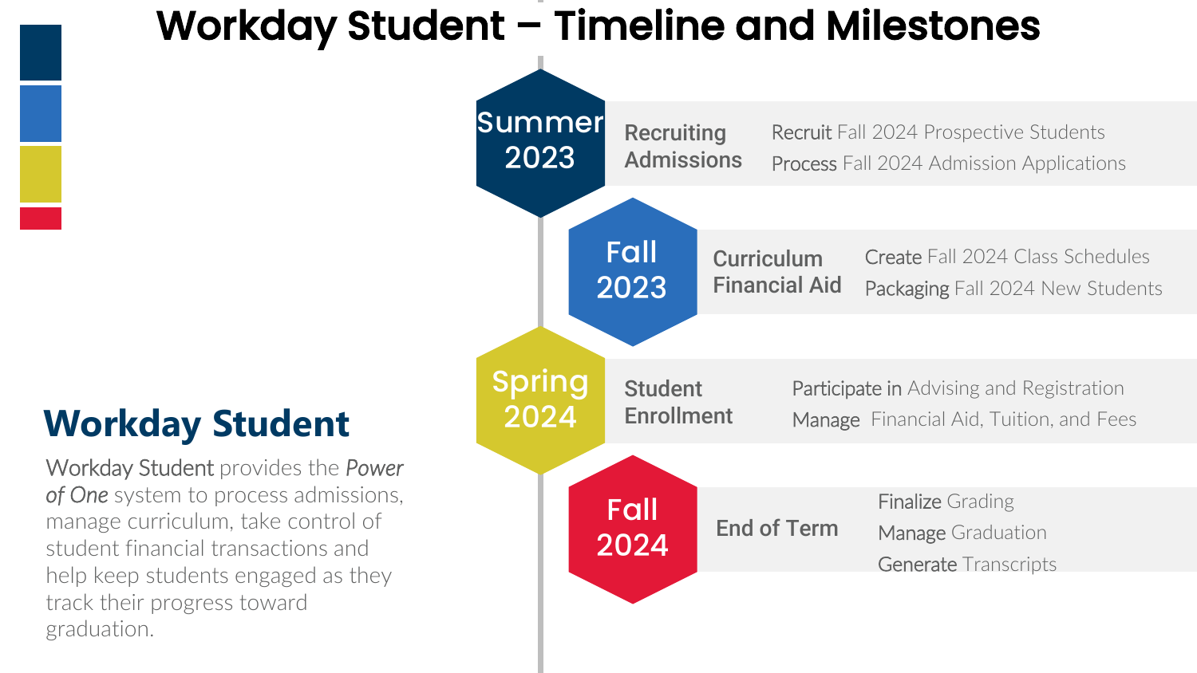# Workday Student – Timeline and Milestones

## Workday Student

Workday Student provides the *Power of One* system to process admissions, manage curriculum, take control of student financial transactions and help keep students engaged as they track their progress toward graduation.

**Summer 2023**

Recruiting
Admissions

Recruit Fall 2024 Prospective Students
Process Fall 2024 Admission Applications

**Fall 2023**

Curriculum
Financial Aid

Create Fall 2024 Class Schedules
Packaging Fall 2024 New Students

**Spring 2024**

Student Enrollment

Participate in Advising and Registration
Manage Financial Aid, Tuition, and Fees

**Fall 2024**

End of Term

Finalize Grading
Manage Graduation
Generate Transcripts